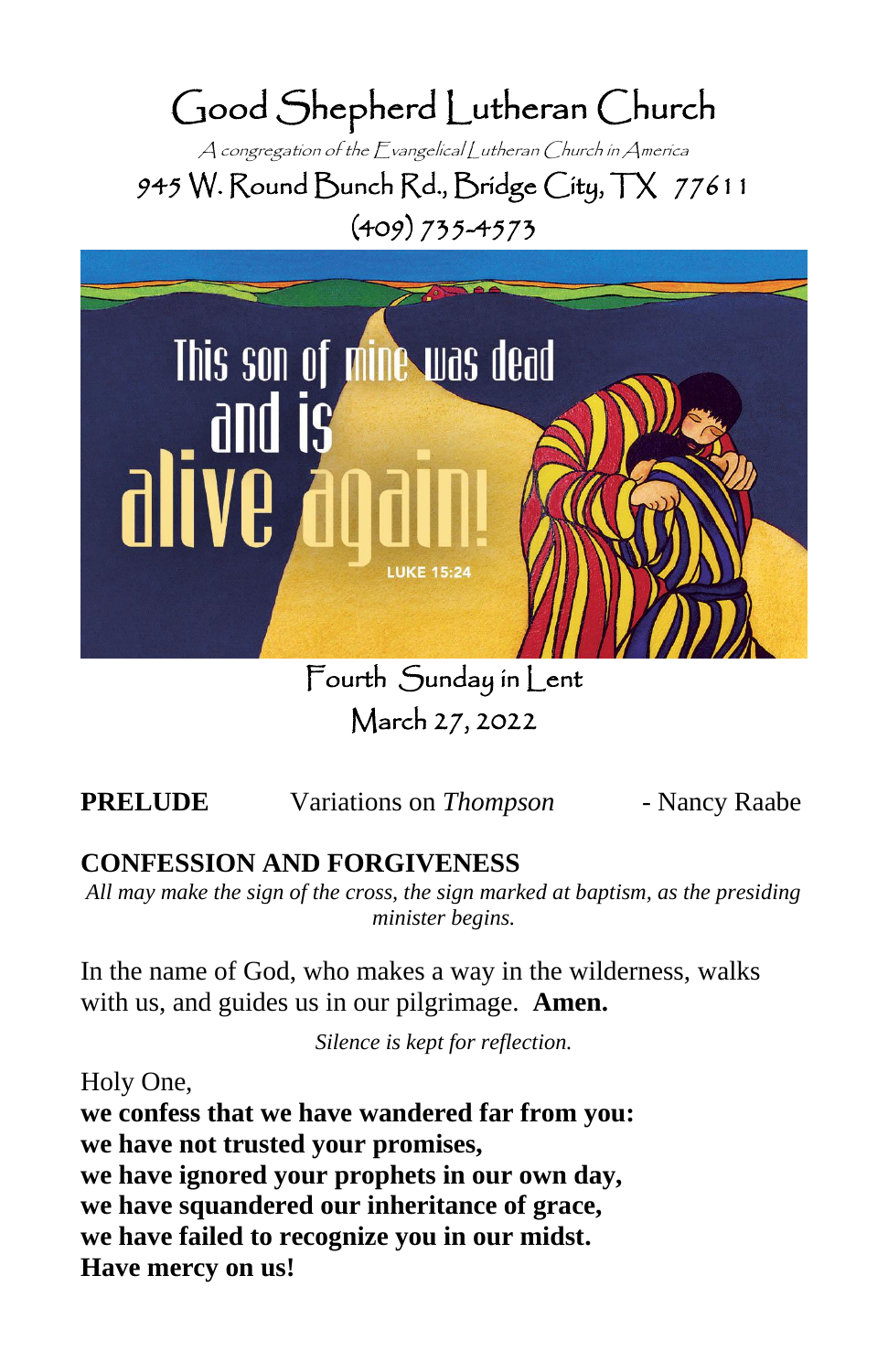# Good Shepherd Lutheran Church

*A congregation of the Evangelical Lutheran Church in America*

945 W. Round Bunch Rd., Bridge City, TX 77611

(409) 735-4573

This son of mine was dead and is alive again! LUKE 15:24

Fourth Sunday in Lent

March 27, 2022

**PRELUDE** Variations on *Thompson* - Nancy Raabe

## CONFESSION AND FORGIVENESS

*All may make the sign of the cross, the sign marked at baptism, as the presiding minister begins.*

In the name of God, who makes a way in the wilderness, walks with us, and guides us in our pilgrimage. **Amen.**

*Silence is kept for reflection.*

Holy One,
**we confess that we have wandered far from you:**
**we have not trusted your promises,**
**we have ignored your prophets in our own day,**
**we have squandered our inheritance of grace,**
**we have failed to recognize you in our midst.**
**Have mercy on us!**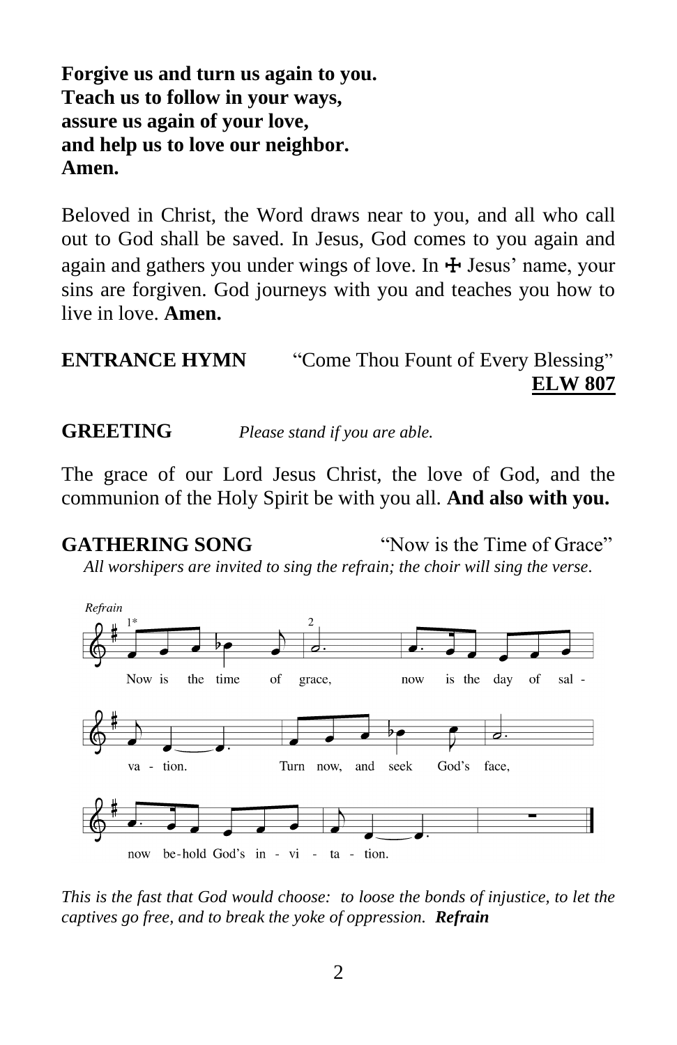**Forgive us and turn us again to you.**
**Teach us to follow in your ways,**
**assure us again of your love,**
**and help us to love our neighbor.**
**Amen.**

Beloved in Christ, the Word draws near to you, and all who call out to God shall be saved. In Jesus, God comes to you again and again and gathers you under wings of love. In ☩ Jesus' name, your sins are forgiven. God journeys with you and teaches you how to live in love. **Amen.**

**ENTRANCE HYMN** "Come Thou Fount of Every Blessing" **ELW 807**

**GREETING** *Please stand if you are able.*

The grace of our Lord Jesus Christ, the love of God, and the communion of the Holy Spirit be with you all. **And also with you.**

**GATHERING SONG** "Now is the Time of Grace"

*All worshipers are invited to sing the refrain; the choir will sing the verse.*

*Refrain*

Now is the time of grace, now is the day of sal - va - tion. Turn now, and seek God's face, now be-hold God's in - vi - ta - tion.

*This is the fast that God would choose: to loose the bonds of injustice, to let the captives go free, and to break the yoke of oppression.* ***Refrain***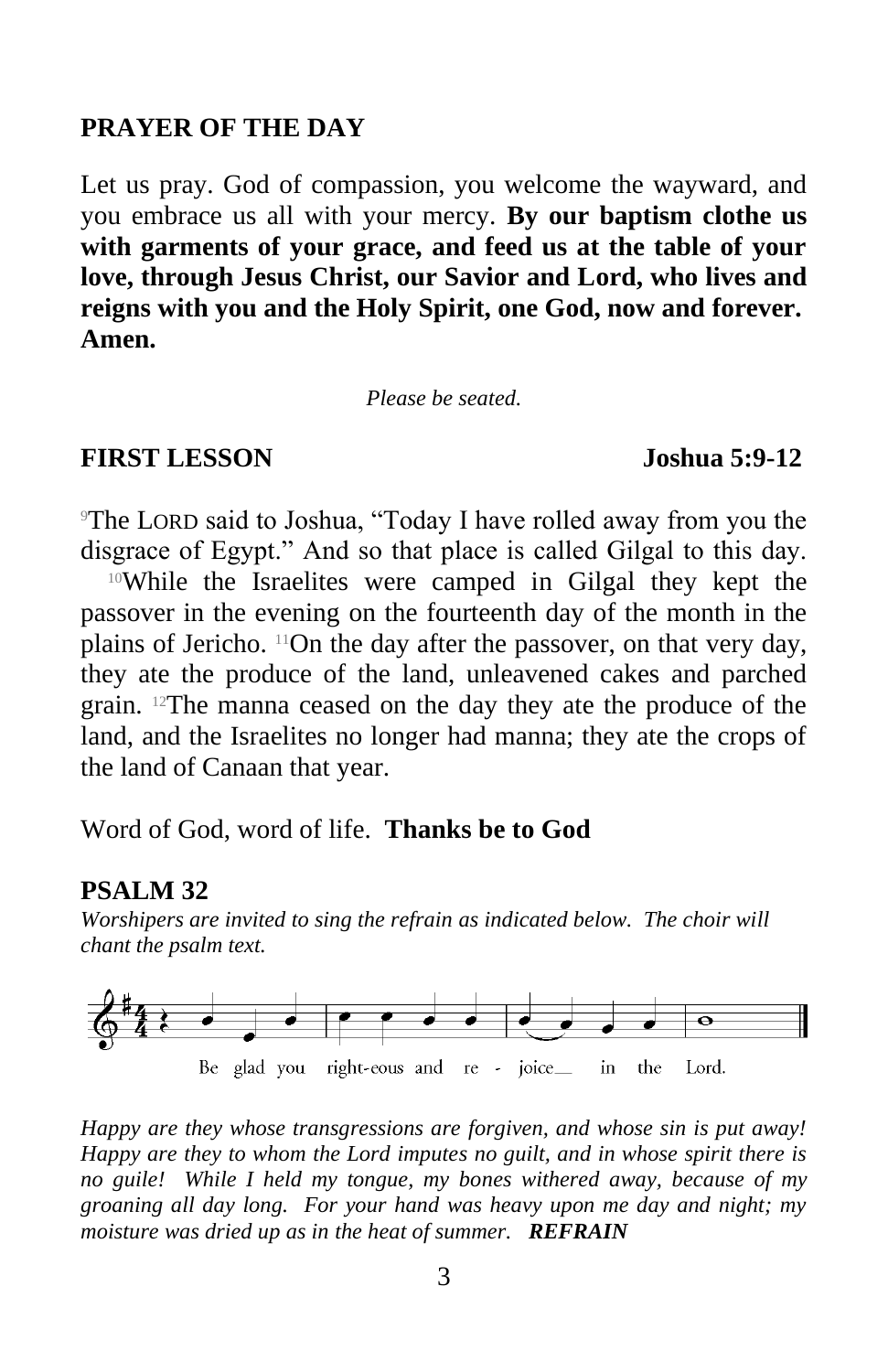## PRAYER OF THE DAY

Let us pray. God of compassion, you welcome the wayward, and you embrace us all with your mercy. **By our baptism clothe us with garments of your grace, and feed us at the table of your love, through Jesus Christ, our Savior and Lord, who lives and reigns with you and the Holy Spirit, one God, now and forever. Amen.**

*Please be seated.*

## FIRST LESSON Joshua 5:9-12

[9]The LORD said to Joshua, "Today I have rolled away from you the disgrace of Egypt." And so that place is called Gilgal to this day. [10]While the Israelites were camped in Gilgal they kept the passover in the evening on the fourteenth day of the month in the plains of Jericho. [11]On the day after the passover, on that very day, they ate the produce of the land, unleavened cakes and parched grain. [12]The manna ceased on the day they ate the produce of the land, and the Israelites no longer had manna; they ate the crops of the land of Canaan that year.

Word of God, word of life. **Thanks be to God**

## PSALM 32

*Worshipers are invited to sing the refrain as indicated below. The choir will chant the psalm text.*

Be glad you right-eous and re - joice in the Lord.

*Happy are they whose transgressions are forgiven, and whose sin is put away! Happy are they to whom the Lord imputes no guilt, and in whose spirit there is no guile! While I held my tongue, my bones withered away, because of my groaning all day long. For your hand was heavy upon me day and night; my moisture was dried up as in the heat of summer.* ***REFRAIN***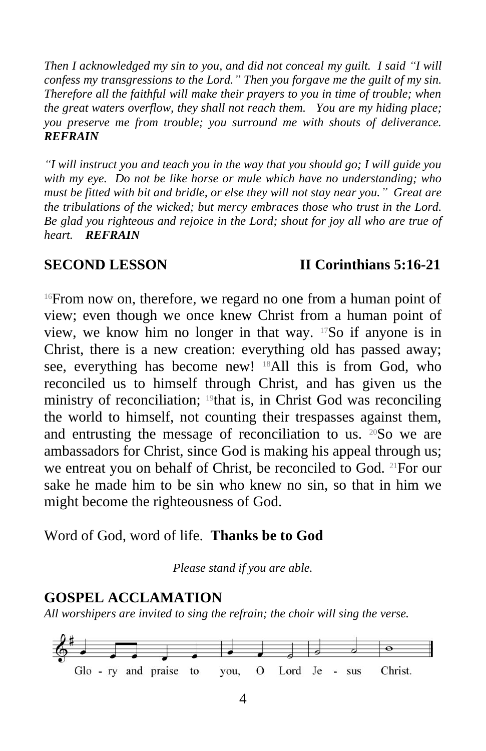*Then I acknowledged my sin to you, and did not conceal my guilt. I said "I will confess my transgressions to the Lord." Then you forgave me the guilt of my sin. Therefore all the faithful will make their prayers to you in time of trouble; when the great waters overflow, they shall not reach them. You are my hiding place; you preserve me from trouble; you surround me with shouts of deliverance.* ***REFRAIN***

*"I will instruct you and teach you in the way that you should go; I will guide you with my eye. Do not be like horse or mule which have no understanding; who must be fitted with bit and bridle, or else they will not stay near you." Great are the tribulations of the wicked; but mercy embraces those who trust in the Lord. Be glad you righteous and rejoice in the Lord; shout for joy all who are true of heart.* ***REFRAIN***

## SECOND LESSON — II Corinthians 5:16-21

[16]From now on, therefore, we regard no one from a human point of view; even though we once knew Christ from a human point of view, we know him no longer in that way. [17]So if anyone is in Christ, there is a new creation: everything old has passed away; see, everything has become new! [18]All this is from God, who reconciled us to himself through Christ, and has given us the ministry of reconciliation; [19]that is, in Christ God was reconciling the world to himself, not counting their trespasses against them, and entrusting the message of reconciliation to us. [20]So we are ambassadors for Christ, since God is making his appeal through us; we entreat you on behalf of Christ, be reconciled to God. [21]For our sake he made him to be sin who knew no sin, so that in him we might become the righteousness of God.

Word of God, word of life. **Thanks be to God**

*Please stand if you are able.*

## GOSPEL ACCLAMATION

*All worshipers are invited to sing the refrain; the choir will sing the verse.*

Glo - ry and praise to you, O Lord Je - sus Christ.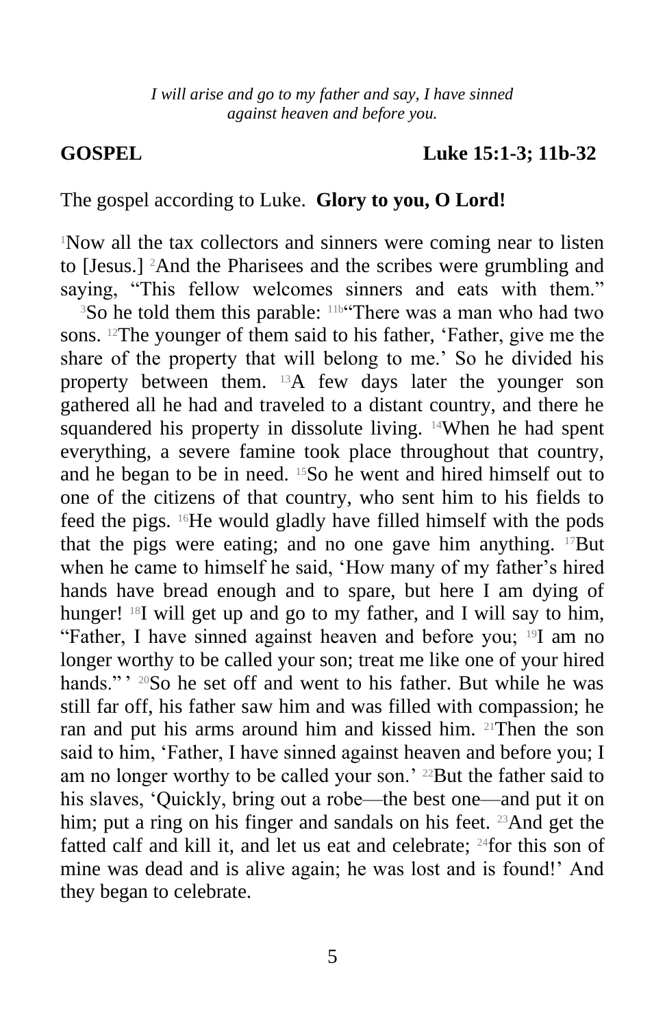*I will arise and go to my father and say, I have sinned against heaven and before you.*

**GOSPEL** **Luke 15:1-3; 11b-32**

The gospel according to Luke. **Glory to you, O Lord!**

[1]Now all the tax collectors and sinners were coming near to listen to [Jesus.] [2]And the Pharisees and the scribes were grumbling and saying, "This fellow welcomes sinners and eats with them." [3]So he told them this parable: [11b]"There was a man who had two sons. [12]The younger of them said to his father, 'Father, give me the share of the property that will belong to me.' So he divided his property between them. [13]A few days later the younger son gathered all he had and traveled to a distant country, and there he squandered his property in dissolute living. [14]When he had spent everything, a severe famine took place throughout that country, and he began to be in need. [15]So he went and hired himself out to one of the citizens of that country, who sent him to his fields to feed the pigs. [16]He would gladly have filled himself with the pods that the pigs were eating; and no one gave him anything. [17]But when he came to himself he said, 'How many of my father's hired hands have bread enough and to spare, but here I am dying of hunger! [18]I will get up and go to my father, and I will say to him, "Father, I have sinned against heaven and before you; [19]I am no longer worthy to be called your son; treat me like one of your hired hands." ' [20]So he set off and went to his father. But while he was still far off, his father saw him and was filled with compassion; he ran and put his arms around him and kissed him. [21]Then the son said to him, 'Father, I have sinned against heaven and before you; I am no longer worthy to be called your son.' [22]But the father said to his slaves, 'Quickly, bring out a robe—the best one—and put it on him; put a ring on his finger and sandals on his feet. [23]And get the fatted calf and kill it, and let us eat and celebrate; [24]for this son of mine was dead and is alive again; he was lost and is found!' And they began to celebrate.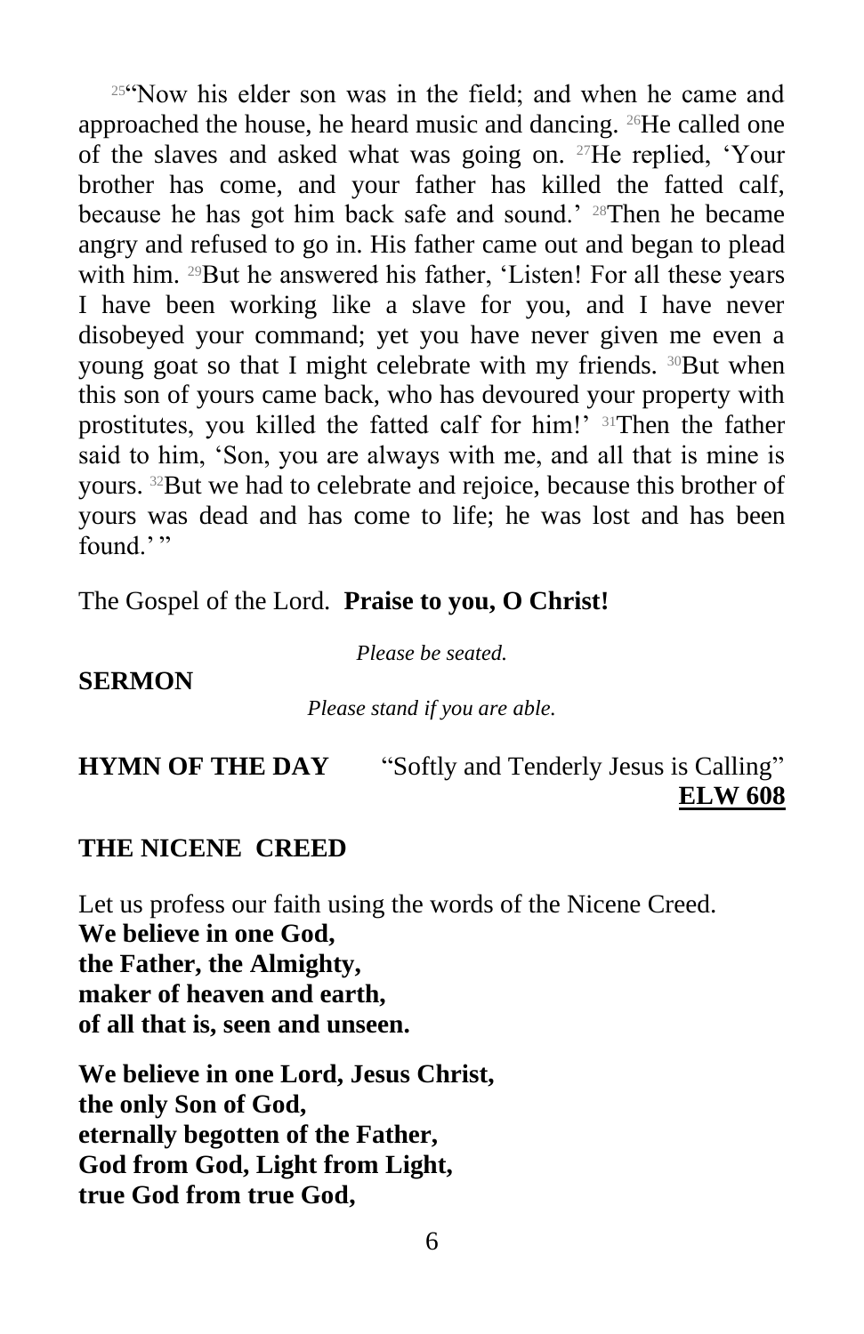[25]"Now his elder son was in the field; and when he came and approached the house, he heard music and dancing. [26]He called one of the slaves and asked what was going on. [27]He replied, 'Your brother has come, and your father has killed the fatted calf, because he has got him back safe and sound.' [28]Then he became angry and refused to go in. His father came out and began to plead with him. [29]But he answered his father, 'Listen! For all these years I have been working like a slave for you, and I have never disobeyed your command; yet you have never given me even a young goat so that I might celebrate with my friends. [30]But when this son of yours came back, who has devoured your property with prostitutes, you killed the fatted calf for him!' [31]Then the father said to him, 'Son, you are always with me, and all that is mine is yours. [32]But we had to celebrate and rejoice, because this brother of yours was dead and has come to life; he was lost and has been found.' "

The Gospel of the Lord. **Praise to you, O Christ!**

*Please be seated.*

**SERMON**

*Please stand if you are able.*

**HYMN OF THE DAY** "Softly and Tenderly Jesus is Calling" **ELW 608**

**THE NICENE CREED**

Let us profess our faith using the words of the Nicene Creed.
**We believe in one God,**
**the Father, the Almighty,**
**maker of heaven and earth,**
**of all that is, seen and unseen.**

**We believe in one Lord, Jesus Christ,**
**the only Son of God,**
**eternally begotten of the Father,**
**God from God, Light from Light,**
**true God from true God,**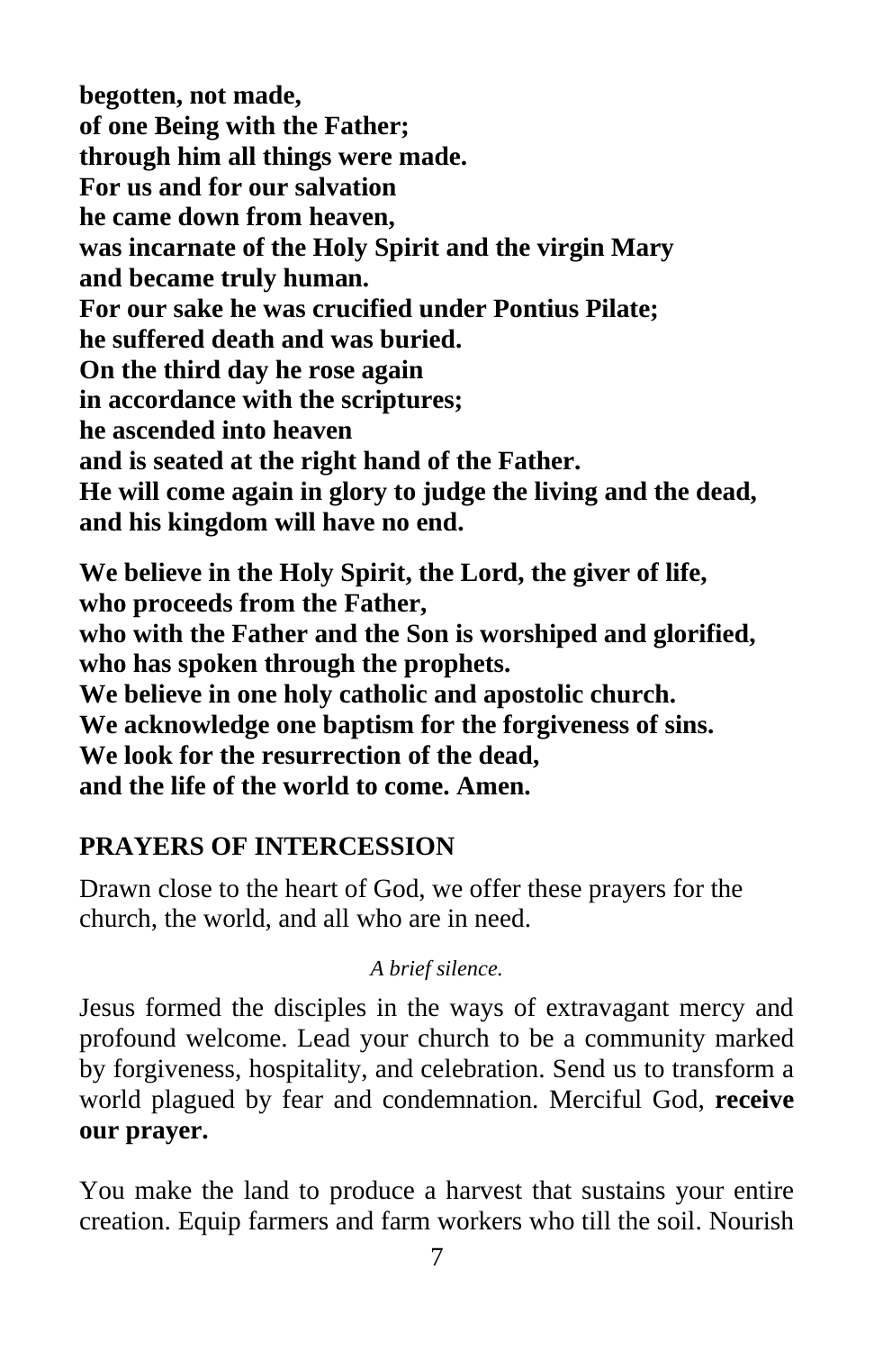**begotten, not made,**
**of one Being with the Father;**
**through him all things were made.**
**For us and for our salvation**
**he came down from heaven,**
**was incarnate of the Holy Spirit and the virgin Mary**
**and became truly human.**
**For our sake he was crucified under Pontius Pilate;**
**he suffered death and was buried.**
**On the third day he rose again**
**in accordance with the scriptures;**
**he ascended into heaven**
**and is seated at the right hand of the Father.**
**He will come again in glory to judge the living and the dead,**
**and his kingdom will have no end.**

**We believe in the Holy Spirit, the Lord, the giver of life,**
**who proceeds from the Father,**
**who with the Father and the Son is worshiped and glorified,**
**who has spoken through the prophets.**
**We believe in one holy catholic and apostolic church.**
**We acknowledge one baptism for the forgiveness of sins.**
**We look for the resurrection of the dead,**
**and the life of the world to come. Amen.**

## PRAYERS OF INTERCESSION

Drawn close to the heart of God, we offer these prayers for the church, the world, and all who are in need.

*A brief silence.*

Jesus formed the disciples in the ways of extravagant mercy and profound welcome. Lead your church to be a community marked by forgiveness, hospitality, and celebration. Send us to transform a world plagued by fear and condemnation. Merciful God, **receive our prayer.**

You make the land to produce a harvest that sustains your entire creation. Equip farmers and farm workers who till the soil. Nourish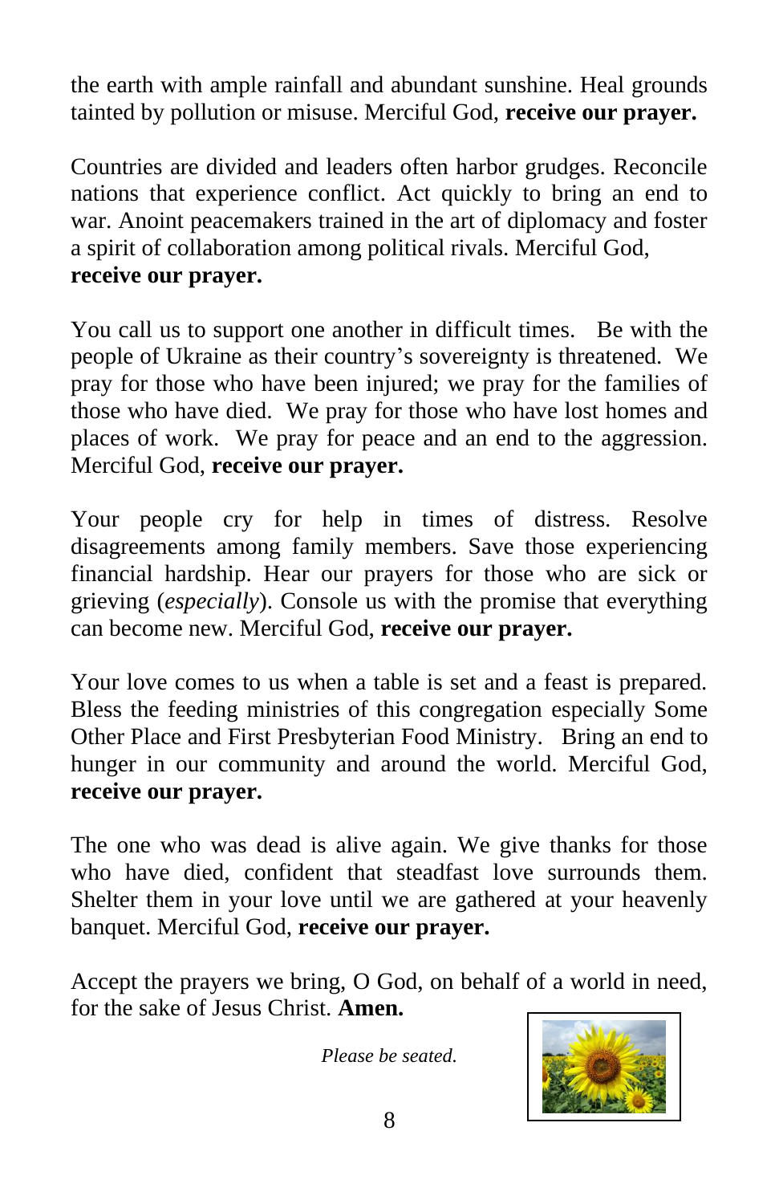the earth with ample rainfall and abundant sunshine. Heal grounds tainted by pollution or misuse. Merciful God, **receive our prayer.**

Countries are divided and leaders often harbor grudges. Reconcile nations that experience conflict. Act quickly to bring an end to war. Anoint peacemakers trained in the art of diplomacy and foster a spirit of collaboration among political rivals. Merciful God, **receive our prayer.**

You call us to support one another in difficult times. Be with the people of Ukraine as their country's sovereignty is threatened. We pray for those who have been injured; we pray for the families of those who have died. We pray for those who have lost homes and places of work. We pray for peace and an end to the aggression. Merciful God, **receive our prayer.**

Your people cry for help in times of distress. Resolve disagreements among family members. Save those experiencing financial hardship. Hear our prayers for those who are sick or grieving (*especially*). Console us with the promise that everything can become new. Merciful God, **receive our prayer.**

Your love comes to us when a table is set and a feast is prepared. Bless the feeding ministries of this congregation especially Some Other Place and First Presbyterian Food Ministry. Bring an end to hunger in our community and around the world. Merciful God, **receive our prayer.**

The one who was dead is alive again. We give thanks for those who have died, confident that steadfast love surrounds them. Shelter them in your love until we are gathered at your heavenly banquet. Merciful God, **receive our prayer.**

Accept the prayers we bring, O God, on behalf of a world in need, for the sake of Jesus Christ. **Amen.**

*Please be seated.*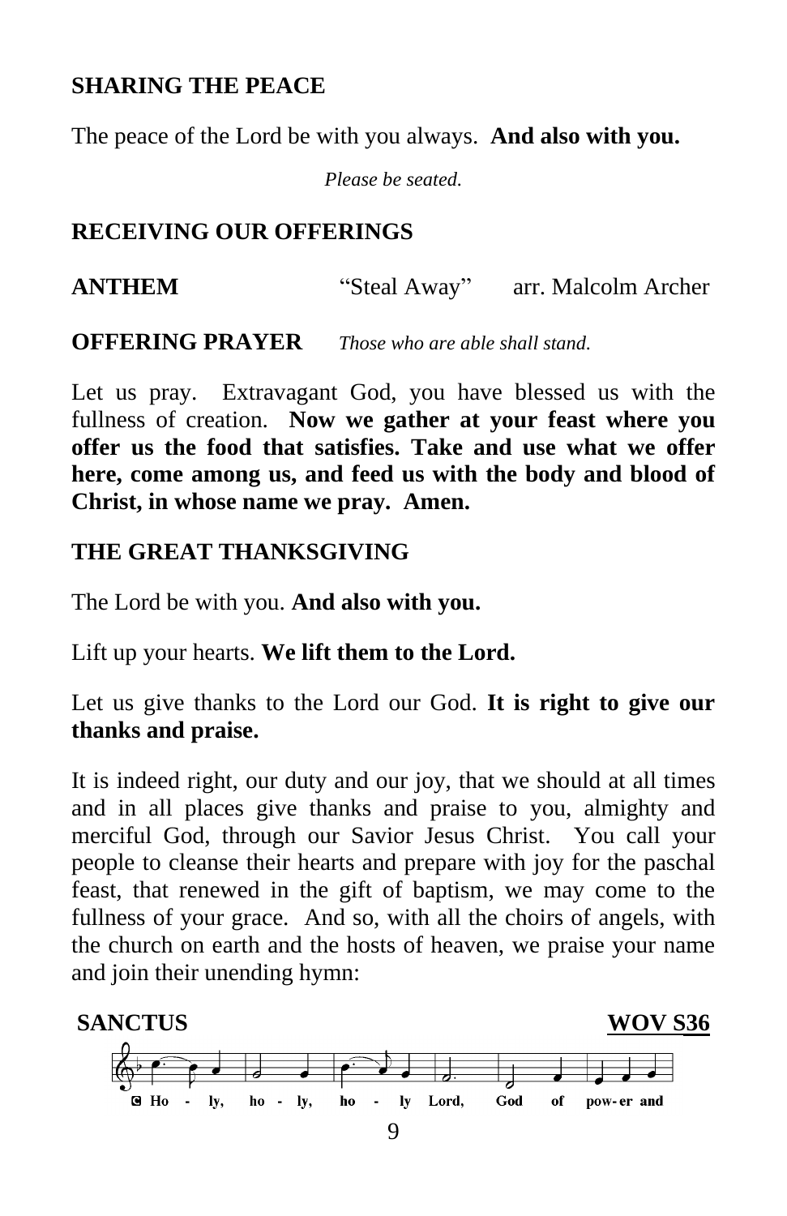## SHARING THE PEACE

The peace of the Lord be with you always. **And also with you.**

*Please be seated.*

## RECEIVING OUR OFFERINGS

**ANTHEM** "Steal Away" arr. Malcolm Archer

**OFFERING PRAYER** *Those who are able shall stand.*

Let us pray. Extravagant God, you have blessed us with the fullness of creation. **Now we gather at your feast where you offer us the food that satisfies. Take and use what we offer here, come among us, and feed us with the body and blood of Christ, in whose name we pray. Amen.**

## THE GREAT THANKSGIVING

The Lord be with you. **And also with you.**

Lift up your hearts. **We lift them to the Lord.**

Let us give thanks to the Lord our God. **It is right to give our thanks and praise.**

It is indeed right, our duty and our joy, that we should at all times and in all places give thanks and praise to you, almighty and merciful God, through our Savior Jesus Christ. You call your people to cleanse their hearts and prepare with joy for the paschal feast, that renewed in the gift of baptism, we may come to the fullness of your grace. And so, with all the choirs of angels, with the church on earth and the hosts of heaven, we praise your name and join their unending hymn:

**SANCTUS** **WOV S36**

C Ho - ly, ho - ly, ho - ly Lord, God of pow- er and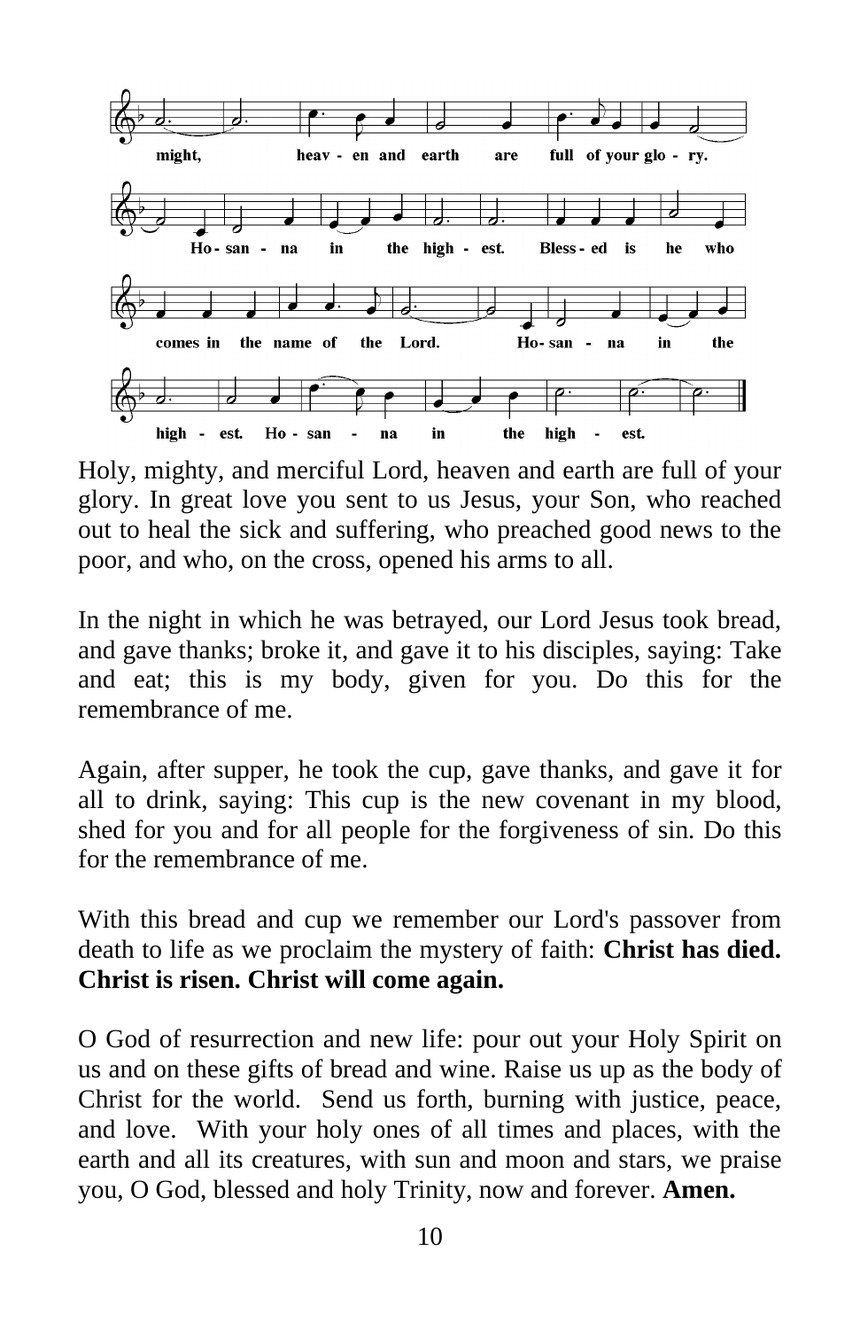might, heav - en and earth are full of your glo - ry.

Ho - san - na in the high - est. Bless - ed is he who

comes in the name of the Lord. Ho - san - na in the

high - est. Ho - san - na in the high - est.

Holy, mighty, and merciful Lord, heaven and earth are full of your glory. In great love you sent to us Jesus, your Son, who reached out to heal the sick and suffering, who preached good news to the poor, and who, on the cross, opened his arms to all.

In the night in which he was betrayed, our Lord Jesus took bread, and gave thanks; broke it, and gave it to his disciples, saying: Take and eat; this is my body, given for you. Do this for the remembrance of me.

Again, after supper, he took the cup, gave thanks, and gave it for all to drink, saying: This cup is the new covenant in my blood, shed for you and for all people for the forgiveness of sin. Do this for the remembrance of me.

With this bread and cup we remember our Lord's passover from death to life as we proclaim the mystery of faith: **Christ has died. Christ is risen. Christ will come again.**

O God of resurrection and new life: pour out your Holy Spirit on us and on these gifts of bread and wine. Raise us up as the body of Christ for the world. Send us forth, burning with justice, peace, and love. With your holy ones of all times and places, with the earth and all its creatures, with sun and moon and stars, we praise you, O God, blessed and holy Trinity, now and forever. **Amen.**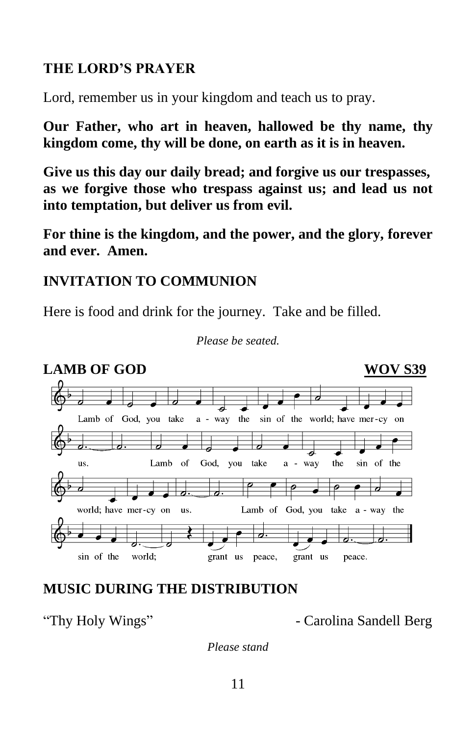## THE LORD'S PRAYER

Lord, remember us in your kingdom and teach us to pray.

**Our Father, who art in heaven, hallowed be thy name, thy kingdom come, thy will be done, on earth as it is in heaven.**

**Give us this day our daily bread; and forgive us our trespasses, as we forgive those who trespass against us; and lead us not into temptation, but deliver us from evil.**

**For thine is the kingdom, and the power, and the glory, forever and ever. Amen.**

## INVITATION TO COMMUNION

Here is food and drink for the journey. Take and be filled.

*Please be seated.*

## LAMB OF GOD — WOV S39

Lamb of God, you take a - way the sin of the world; have mer-cy on us. Lamb of God, you take a - way the sin of the world; have mer-cy on us. Lamb of God, you take a - way the sin of the world; grant us peace, grant us peace.

## MUSIC DURING THE DISTRIBUTION

"Thy Holy Wings" - Carolina Sandell Berg

*Please stand*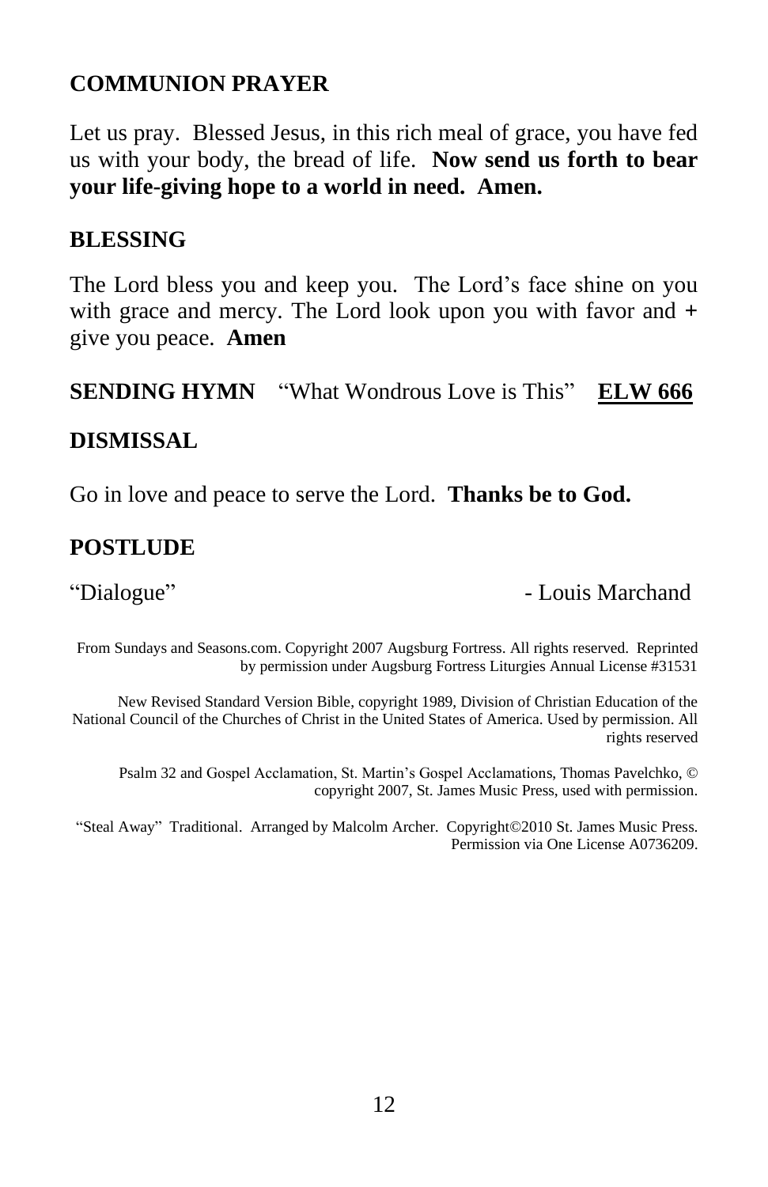## COMMUNION PRAYER

Let us pray. Blessed Jesus, in this rich meal of grace, you have fed us with your body, the bread of life. **Now send us forth to bear your life-giving hope to a world in need. Amen.**

## BLESSING

The Lord bless you and keep you. The Lord's face shine on you with grace and mercy. The Lord look upon you with favor and + give you peace. **Amen**

## SENDING HYMN "What Wondrous Love is This" ELW 666

## DISMISSAL

Go in love and peace to serve the Lord. **Thanks be to God.**

## POSTLUDE

"Dialogue" - Louis Marchand

From Sundays and Seasons.com. Copyright 2007 Augsburg Fortress. All rights reserved. Reprinted by permission under Augsburg Fortress Liturgies Annual License #31531

New Revised Standard Version Bible, copyright 1989, Division of Christian Education of the National Council of the Churches of Christ in the United States of America. Used by permission. All rights reserved

Psalm 32 and Gospel Acclamation, St. Martin's Gospel Acclamations, Thomas Pavelchko, © copyright 2007, St. James Music Press, used with permission.

"Steal Away" Traditional. Arranged by Malcolm Archer. Copyright©2010 St. James Music Press. Permission via One License A0736209.